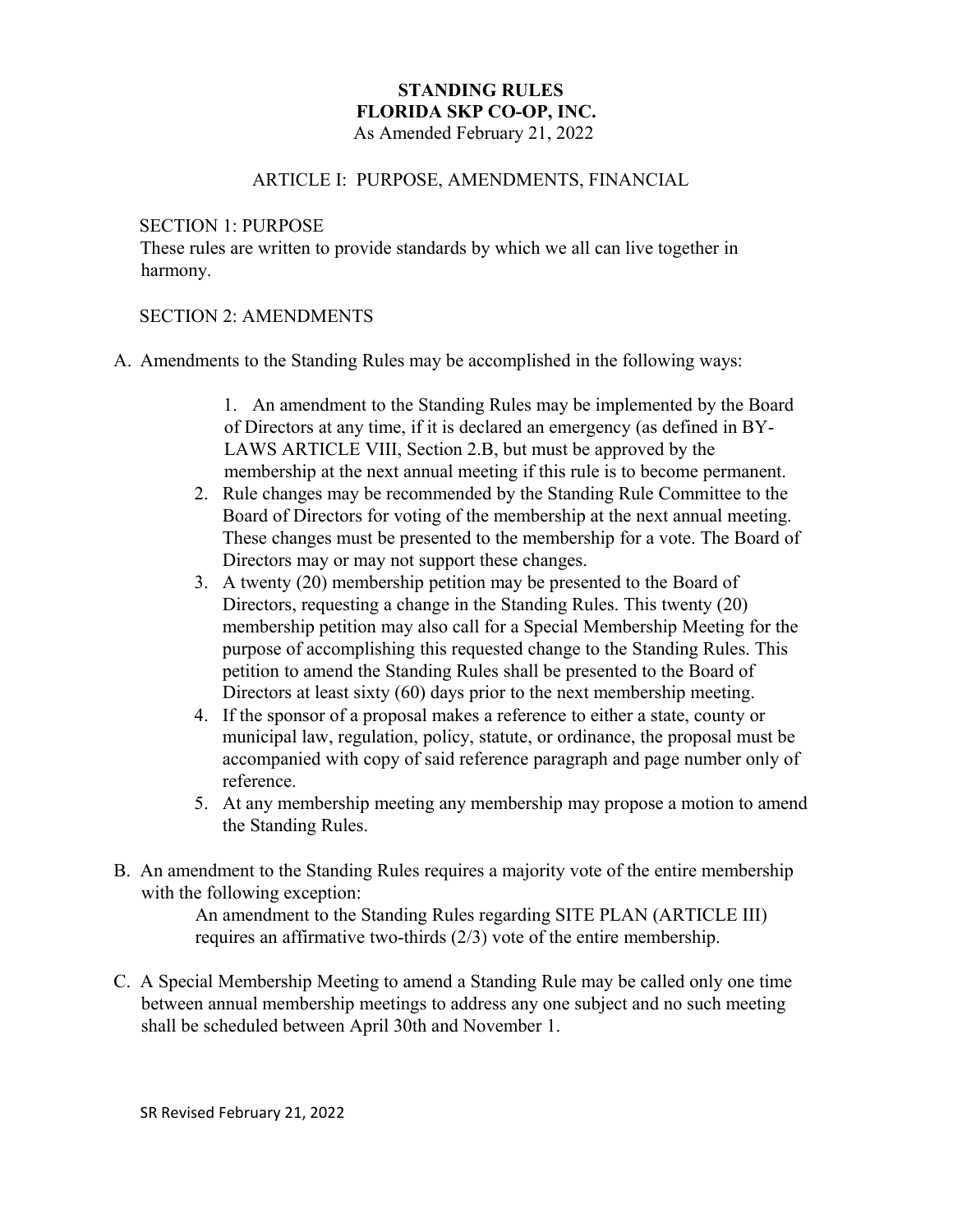# STANDING RULES
# FLORIDA SKP CO-OP, INC.

As Amended February 21, 2022

## ARTICLE I: PURPOSE, AMENDMENTS, FINANCIAL

### SECTION 1: PURPOSE

These rules are written to provide standards by which we all can live together in harmony.

### SECTION 2: AMENDMENTS

A. Amendments to the Standing Rules may be accomplished in the following ways:

1. An amendment to the Standing Rules may be implemented by the Board of Directors at any time, if it is declared an emergency (as defined in BY-LAWS ARTICLE VIII, Section 2.B, but must be approved by the membership at the next annual meeting if this rule is to become permanent.
2. Rule changes may be recommended by the Standing Rule Committee to the Board of Directors for voting of the membership at the next annual meeting. These changes must be presented to the membership for a vote. The Board of Directors may or may not support these changes.
3. A twenty (20) membership petition may be presented to the Board of Directors, requesting a change in the Standing Rules. This twenty (20) membership petition may also call for a Special Membership Meeting for the purpose of accomplishing this requested change to the Standing Rules. This petition to amend the Standing Rules shall be presented to the Board of Directors at least sixty (60) days prior to the next membership meeting.
4. If the sponsor of a proposal makes a reference to either a state, county or municipal law, regulation, policy, statute, or ordinance, the proposal must be accompanied with copy of said reference paragraph and page number only of reference.
5. At any membership meeting any membership may propose a motion to amend the Standing Rules.

B. An amendment to the Standing Rules requires a majority vote of the entire membership with the following exception:

An amendment to the Standing Rules regarding SITE PLAN (ARTICLE III) requires an affirmative two-thirds (2/3) vote of the entire membership.

C. A Special Membership Meeting to amend a Standing Rule may be called only one time between annual membership meetings to address any one subject and no such meeting shall be scheduled between April 30th and November 1.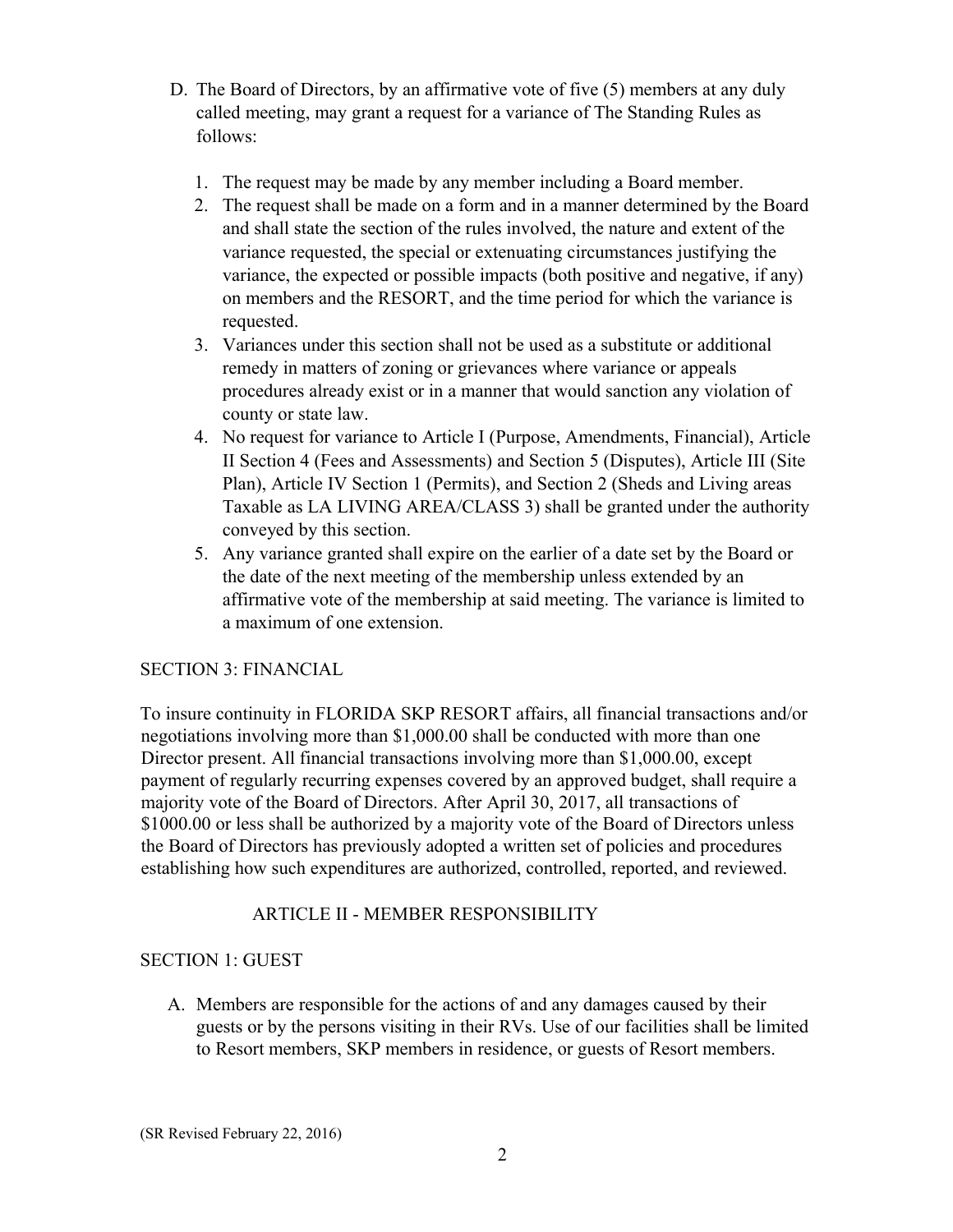D. The Board of Directors, by an affirmative vote of five (5) members at any duly called meeting, may grant a request for a variance of The Standing Rules as follows:

1. The request may be made by any member including a Board member.
2. The request shall be made on a form and in a manner determined by the Board and shall state the section of the rules involved, the nature and extent of the variance requested, the special or extenuating circumstances justifying the variance, the expected or possible impacts (both positive and negative, if any) on members and the RESORT, and the time period for which the variance is requested.
3. Variances under this section shall not be used as a substitute or additional remedy in matters of zoning or grievances where variance or appeals procedures already exist or in a manner that would sanction any violation of county or state law.
4. No request for variance to Article I (Purpose, Amendments, Financial), Article II Section 4 (Fees and Assessments) and Section 5 (Disputes), Article III (Site Plan), Article IV Section 1 (Permits), and Section 2 (Sheds and Living areas Taxable as LA LIVING AREA/CLASS 3) shall be granted under the authority conveyed by this section.
5. Any variance granted shall expire on the earlier of a date set by the Board or the date of the next meeting of the membership unless extended by an affirmative vote of the membership at said meeting. The variance is limited to a maximum of one extension.

SECTION 3: FINANCIAL

To insure continuity in FLORIDA SKP RESORT affairs, all financial transactions and/or negotiations involving more than $1,000.00 shall be conducted with more than one Director present. All financial transactions involving more than $1,000.00, except payment of regularly recurring expenses covered by an approved budget, shall require a majority vote of the Board of Directors. After April 30, 2017, all transactions of $1000.00 or less shall be authorized by a majority vote of the Board of Directors unless the Board of Directors has previously adopted a written set of policies and procedures establishing how such expenditures are authorized, controlled, reported, and reviewed.

## ARTICLE II - MEMBER RESPONSIBILITY

SECTION 1: GUEST

A. Members are responsible for the actions of and any damages caused by their guests or by the persons visiting in their RVs. Use of our facilities shall be limited to Resort members, SKP members in residence, or guests of Resort members.

(SR Revised February 22, 2016)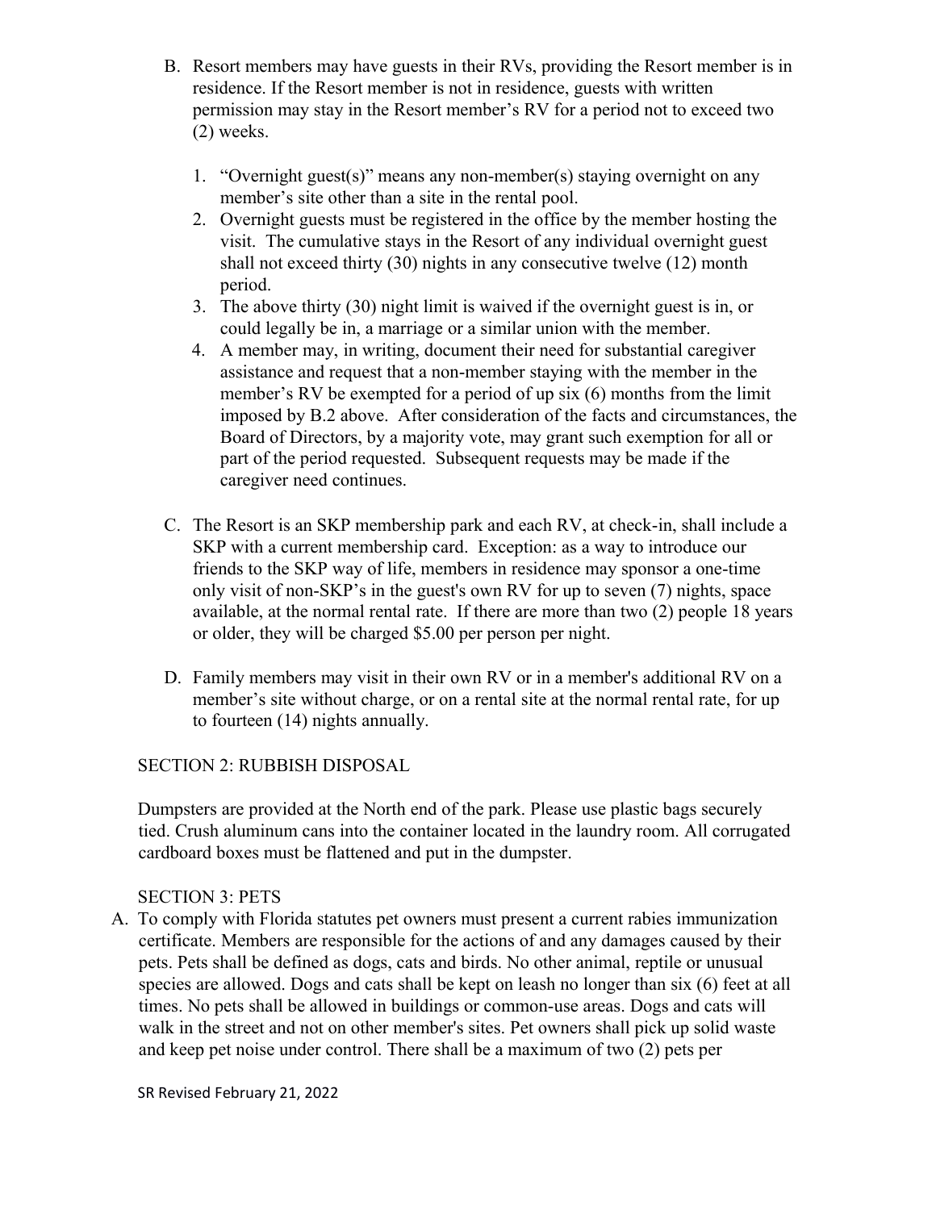B. Resort members may have guests in their RVs, providing the Resort member is in residence. If the Resort member is not in residence, guests with written permission may stay in the Resort member's RV for a period not to exceed two (2) weeks.

   1. "Overnight guest(s)" means any non-member(s) staying overnight on any member's site other than a site in the rental pool.
   2. Overnight guests must be registered in the office by the member hosting the visit. The cumulative stays in the Resort of any individual overnight guest shall not exceed thirty (30) nights in any consecutive twelve (12) month period.
   3. The above thirty (30) night limit is waived if the overnight guest is in, or could legally be in, a marriage or a similar union with the member.
   4. A member may, in writing, document their need for substantial caregiver assistance and request that a non-member staying with the member in the member's RV be exempted for a period of up six (6) months from the limit imposed by B.2 above. After consideration of the facts and circumstances, the Board of Directors, by a majority vote, may grant such exemption for all or part of the period requested. Subsequent requests may be made if the caregiver need continues.

C. The Resort is an SKP membership park and each RV, at check-in, shall include a SKP with a current membership card. Exception: as a way to introduce our friends to the SKP way of life, members in residence may sponsor a one-time only visit of non-SKP's in the guest's own RV for up to seven (7) nights, space available, at the normal rental rate. If there are more than two (2) people 18 years or older, they will be charged $5.00 per person per night.

D. Family members may visit in their own RV or in a member's additional RV on a member's site without charge, or on a rental site at the normal rental rate, for up to fourteen (14) nights annually.

## SECTION 2: RUBBISH DISPOSAL

Dumpsters are provided at the North end of the park. Please use plastic bags securely tied. Crush aluminum cans into the container located in the laundry room. All corrugated cardboard boxes must be flattened and put in the dumpster.

## SECTION 3: PETS

A. To comply with Florida statutes pet owners must present a current rabies immunization certificate. Members are responsible for the actions of and any damages caused by their pets. Pets shall be defined as dogs, cats and birds. No other animal, reptile or unusual species are allowed. Dogs and cats shall be kept on leash no longer than six (6) feet at all times. No pets shall be allowed in buildings or common-use areas. Dogs and cats will walk in the street and not on other member's sites. Pet owners shall pick up solid waste and keep pet noise under control. There shall be a maximum of two (2) pets per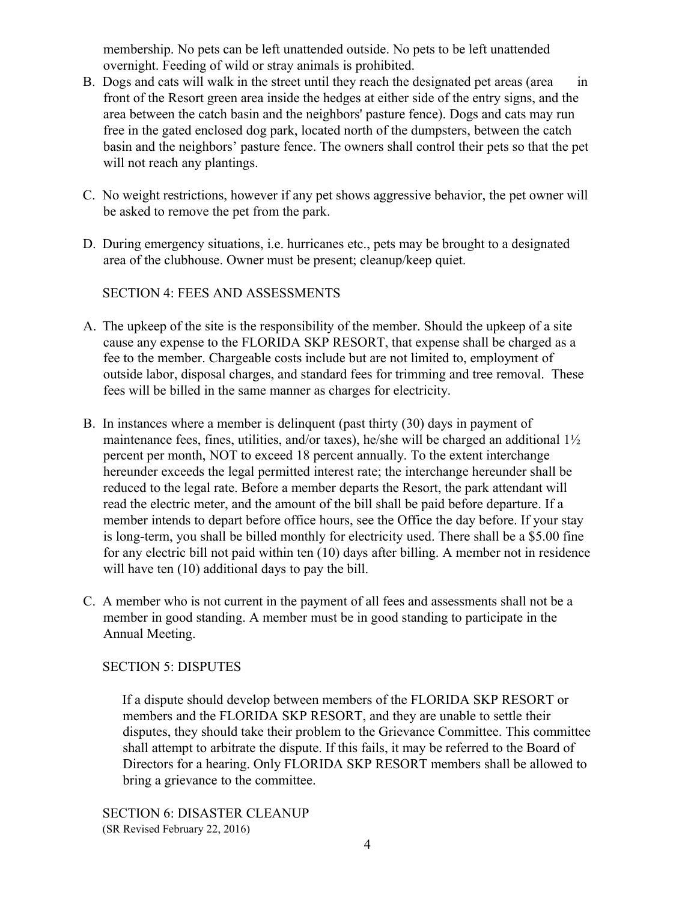membership. No pets can be left unattended outside. No pets to be left unattended overnight. Feeding of wild or stray animals is prohibited.

B. Dogs and cats will walk in the street until they reach the designated pet areas (area in front of the Resort green area inside the hedges at either side of the entry signs, and the area between the catch basin and the neighbors' pasture fence). Dogs and cats may run free in the gated enclosed dog park, located north of the dumpsters, between the catch basin and the neighbors' pasture fence. The owners shall control their pets so that the pet will not reach any plantings.

C. No weight restrictions, however if any pet shows aggressive behavior, the pet owner will be asked to remove the pet from the park.

D. During emergency situations, i.e. hurricanes etc., pets may be brought to a designated area of the clubhouse. Owner must be present; cleanup/keep quiet.

## SECTION 4: FEES AND ASSESSMENTS

A. The upkeep of the site is the responsibility of the member. Should the upkeep of a site cause any expense to the FLORIDA SKP RESORT, that expense shall be charged as a fee to the member. Chargeable costs include but are not limited to, employment of outside labor, disposal charges, and standard fees for trimming and tree removal. These fees will be billed in the same manner as charges for electricity.

B. In instances where a member is delinquent (past thirty (30) days in payment of maintenance fees, fines, utilities, and/or taxes), he/she will be charged an additional 1½ percent per month, NOT to exceed 18 percent annually. To the extent interchange hereunder exceeds the legal permitted interest rate; the interchange hereunder shall be reduced to the legal rate. Before a member departs the Resort, the park attendant will read the electric meter, and the amount of the bill shall be paid before departure. If a member intends to depart before office hours, see the Office the day before. If your stay is long-term, you shall be billed monthly for electricity used. There shall be a $5.00 fine for any electric bill not paid within ten (10) days after billing. A member not in residence will have ten (10) additional days to pay the bill.

C. A member who is not current in the payment of all fees and assessments shall not be a member in good standing. A member must be in good standing to participate in the Annual Meeting.

## SECTION 5: DISPUTES

If a dispute should develop between members of the FLORIDA SKP RESORT or members and the FLORIDA SKP RESORT, and they are unable to settle their disputes, they should take their problem to the Grievance Committee. This committee shall attempt to arbitrate the dispute. If this fails, it may be referred to the Board of Directors for a hearing. Only FLORIDA SKP RESORT members shall be allowed to bring a grievance to the committee.

## SECTION 6: DISASTER CLEANUP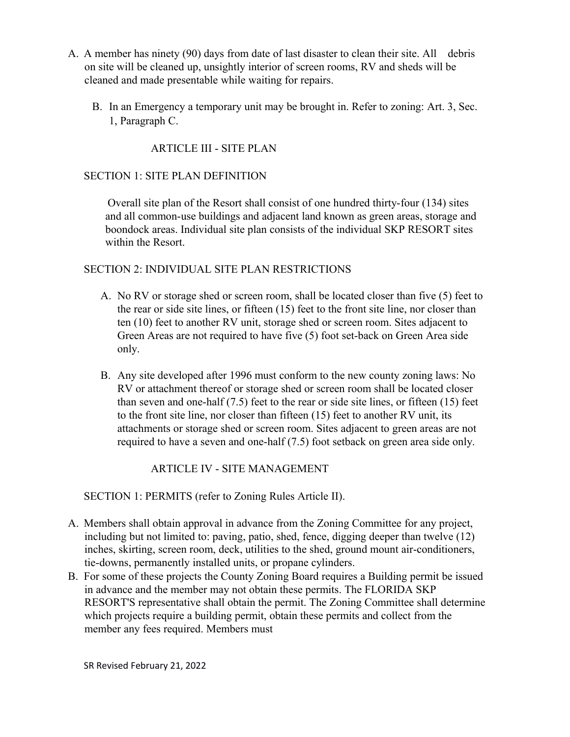A. A member has ninety (90) days from date of last disaster to clean their site. All debris on site will be cleaned up, unsightly interior of screen rooms, RV and sheds will be cleaned and made presentable while waiting for repairs.

B. In an Emergency a temporary unit may be brought in. Refer to zoning: Art. 3, Sec. 1, Paragraph C.

## ARTICLE III - SITE PLAN

### SECTION 1: SITE PLAN DEFINITION

Overall site plan of the Resort shall consist of one hundred thirty-four (134) sites and all common-use buildings and adjacent land known as green areas, storage and boondock areas. Individual site plan consists of the individual SKP RESORT sites within the Resort.

### SECTION 2: INDIVIDUAL SITE PLAN RESTRICTIONS

A. No RV or storage shed or screen room, shall be located closer than five (5) feet to the rear or side site lines, or fifteen (15) feet to the front site line, nor closer than ten (10) feet to another RV unit, storage shed or screen room. Sites adjacent to Green Areas are not required to have five (5) foot set-back on Green Area side only.

B. Any site developed after 1996 must conform to the new county zoning laws: No RV or attachment thereof or storage shed or screen room shall be located closer than seven and one-half (7.5) feet to the rear or side site lines, or fifteen (15) feet to the front site line, nor closer than fifteen (15) feet to another RV unit, its attachments or storage shed or screen room. Sites adjacent to green areas are not required to have a seven and one-half (7.5) foot setback on green area side only.

## ARTICLE IV - SITE MANAGEMENT

### SECTION 1: PERMITS (refer to Zoning Rules Article II).

A. Members shall obtain approval in advance from the Zoning Committee for any project, including but not limited to: paving, patio, shed, fence, digging deeper than twelve (12) inches, skirting, screen room, deck, utilities to the shed, ground mount air-conditioners, tie-downs, permanently installed units, or propane cylinders.

B. For some of these projects the County Zoning Board requires a Building permit be issued in advance and the member may not obtain these permits. The FLORIDA SKP RESORT'S representative shall obtain the permit. The Zoning Committee shall determine which projects require a building permit, obtain these permits and collect from the member any fees required. Members must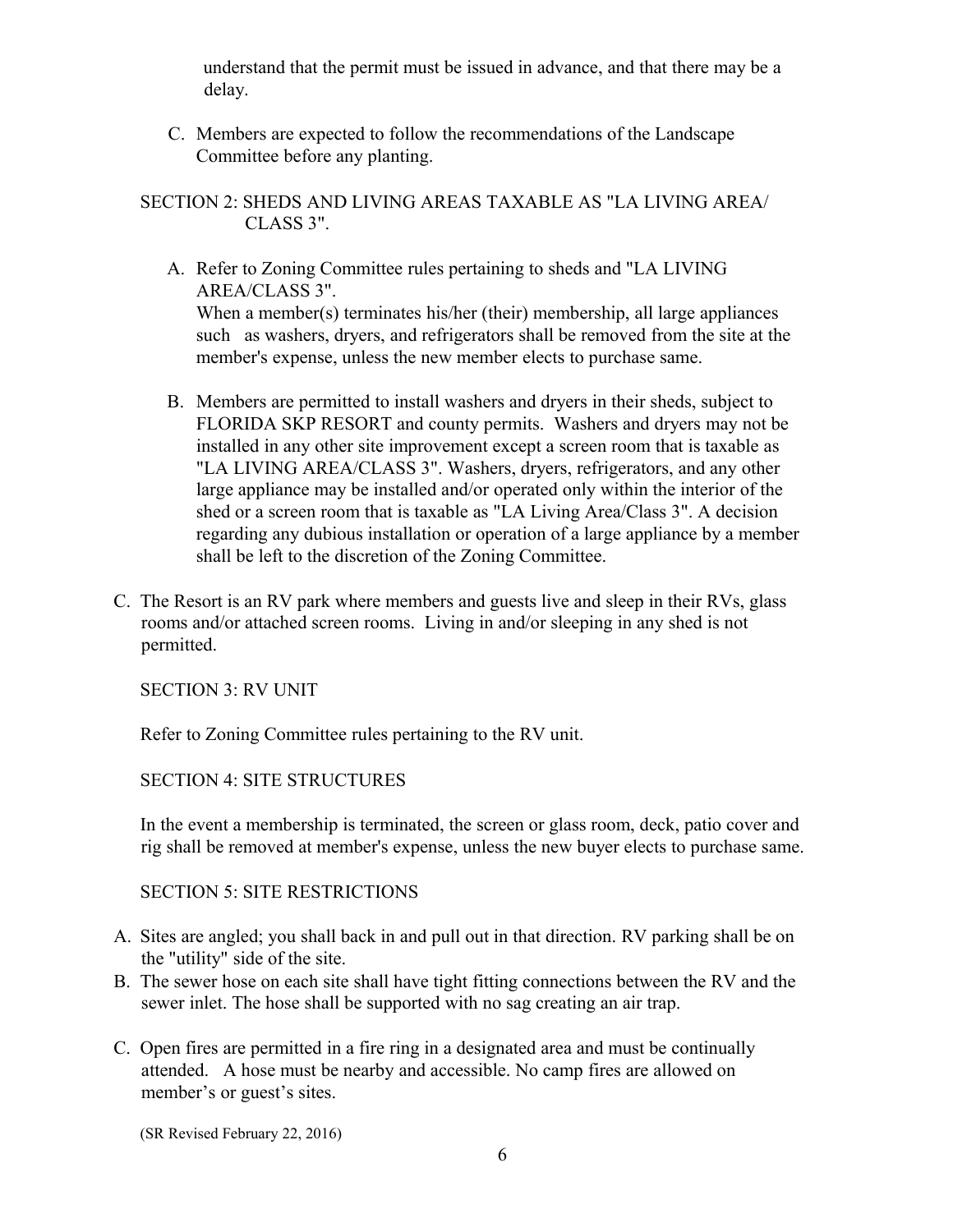understand that the permit must be issued in advance, and that there may be a delay.

C. Members are expected to follow the recommendations of the Landscape Committee before any planting.

SECTION 2: SHEDS AND LIVING AREAS TAXABLE AS "LA LIVING AREA/ CLASS 3".

A. Refer to Zoning Committee rules pertaining to sheds and "LA LIVING AREA/CLASS 3".
   When a member(s) terminates his/her (their) membership, all large appliances such as washers, dryers, and refrigerators shall be removed from the site at the member's expense, unless the new member elects to purchase same.

B. Members are permitted to install washers and dryers in their sheds, subject to FLORIDA SKP RESORT and county permits. Washers and dryers may not be installed in any other site improvement except a screen room that is taxable as "LA LIVING AREA/CLASS 3". Washers, dryers, refrigerators, and any other large appliance may be installed and/or operated only within the interior of the shed or a screen room that is taxable as "LA Living Area/Class 3". A decision regarding any dubious installation or operation of a large appliance by a member shall be left to the discretion of the Zoning Committee.

C. The Resort is an RV park where members and guests live and sleep in their RVs, glass rooms and/or attached screen rooms. Living in and/or sleeping in any shed is not permitted.

SECTION 3: RV UNIT

Refer to Zoning Committee rules pertaining to the RV unit.

SECTION 4: SITE STRUCTURES

In the event a membership is terminated, the screen or glass room, deck, patio cover and rig shall be removed at member's expense, unless the new buyer elects to purchase same.

SECTION 5: SITE RESTRICTIONS

A. Sites are angled; you shall back in and pull out in that direction. RV parking shall be on the "utility" side of the site.
B. The sewer hose on each site shall have tight fitting connections between the RV and the sewer inlet. The hose shall be supported with no sag creating an air trap.

C. Open fires are permitted in a fire ring in a designated area and must be continually attended. A hose must be nearby and accessible. No camp fires are allowed on member's or guest's sites.

(SR Revised February 22, 2016)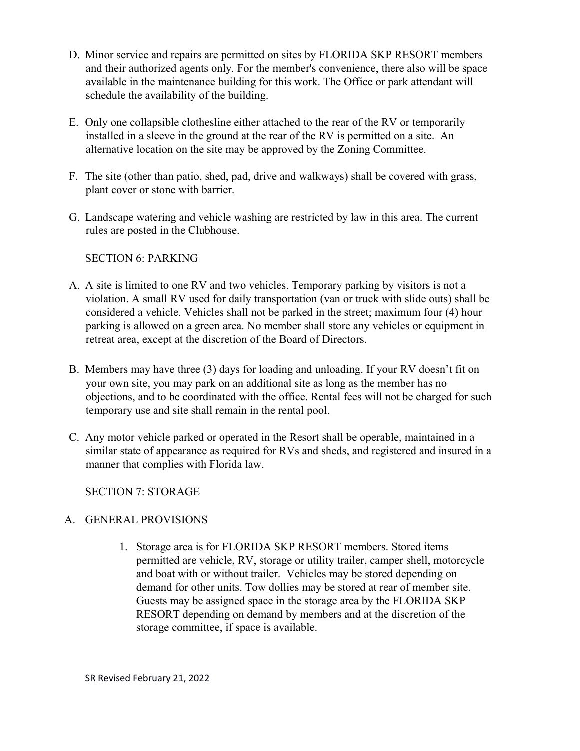D. Minor service and repairs are permitted on sites by FLORIDA SKP RESORT members and their authorized agents only. For the member's convenience, there also will be space available in the maintenance building for this work. The Office or park attendant will schedule the availability of the building.

E. Only one collapsible clothesline either attached to the rear of the RV or temporarily installed in a sleeve in the ground at the rear of the RV is permitted on a site. An alternative location on the site may be approved by the Zoning Committee.

F. The site (other than patio, shed, pad, drive and walkways) shall be covered with grass, plant cover or stone with barrier.

G. Landscape watering and vehicle washing are restricted by law in this area. The current rules are posted in the Clubhouse.

## SECTION 6: PARKING

A. A site is limited to one RV and two vehicles. Temporary parking by visitors is not a violation. A small RV used for daily transportation (van or truck with slide outs) shall be considered a vehicle. Vehicles shall not be parked in the street; maximum four (4) hour parking is allowed on a green area. No member shall store any vehicles or equipment in retreat area, except at the discretion of the Board of Directors.

B. Members may have three (3) days for loading and unloading. If your RV doesn't fit on your own site, you may park on an additional site as long as the member has no objections, and to be coordinated with the office. Rental fees will not be charged for such temporary use and site shall remain in the rental pool.

C. Any motor vehicle parked or operated in the Resort shall be operable, maintained in a similar state of appearance as required for RVs and sheds, and registered and insured in a manner that complies with Florida law.

## SECTION 7: STORAGE

A. GENERAL PROVISIONS

1. Storage area is for FLORIDA SKP RESORT members. Stored items permitted are vehicle, RV, storage or utility trailer, camper shell, motorcycle and boat with or without trailer. Vehicles may be stored depending on demand for other units. Tow dollies may be stored at rear of member site. Guests may be assigned space in the storage area by the FLORIDA SKP RESORT depending on demand by members and at the discretion of the storage committee, if space is available.

SR Revised February 21, 2022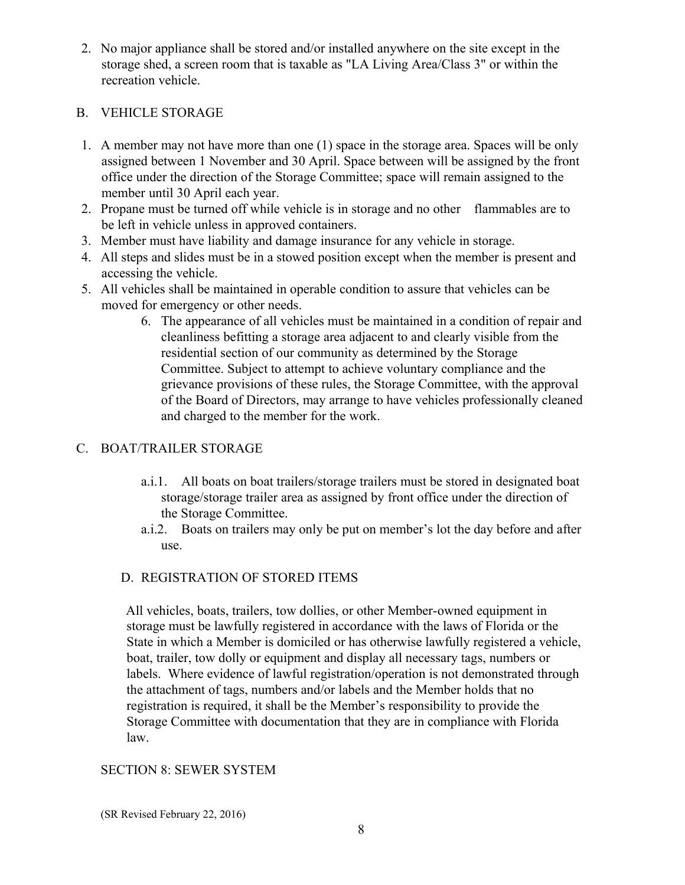2. No major appliance shall be stored and/or installed anywhere on the site except in the storage shed, a screen room that is taxable as "LA Living Area/Class 3" or within the recreation vehicle.

B. VEHICLE STORAGE

1. A member may not have more than one (1) space in the storage area. Spaces will be only assigned between 1 November and 30 April. Space between will be assigned by the front office under the direction of the Storage Committee; space will remain assigned to the member until 30 April each year.
2. Propane must be turned off while vehicle is in storage and no other flammables are to be left in vehicle unless in approved containers.
3. Member must have liability and damage insurance for any vehicle in storage.
4. All steps and slides must be in a stowed position except when the member is present and accessing the vehicle.
5. All vehicles shall be maintained in operable condition to assure that vehicles can be moved for emergency or other needs.
6. The appearance of all vehicles must be maintained in a condition of repair and cleanliness befitting a storage area adjacent to and clearly visible from the residential section of our community as determined by the Storage Committee. Subject to attempt to achieve voluntary compliance and the grievance provisions of these rules, the Storage Committee, with the approval of the Board of Directors, may arrange to have vehicles professionally cleaned and charged to the member for the work.

C. BOAT/TRAILER STORAGE

a.i.1. All boats on boat trailers/storage trailers must be stored in designated boat storage/storage trailer area as assigned by front office under the direction of the Storage Committee.

a.i.2. Boats on trailers may only be put on member's lot the day before and after use.

D. REGISTRATION OF STORED ITEMS

All vehicles, boats, trailers, tow dollies, or other Member-owned equipment in storage must be lawfully registered in accordance with the laws of Florida or the State in which a Member is domiciled or has otherwise lawfully registered a vehicle, boat, trailer, tow dolly or equipment and display all necessary tags, numbers or labels. Where evidence of lawful registration/operation is not demonstrated through the attachment of tags, numbers and/or labels and the Member holds that no registration is required, it shall be the Member's responsibility to provide the Storage Committee with documentation that they are in compliance with Florida law.

SECTION 8: SEWER SYSTEM

(SR Revised February 22, 2016)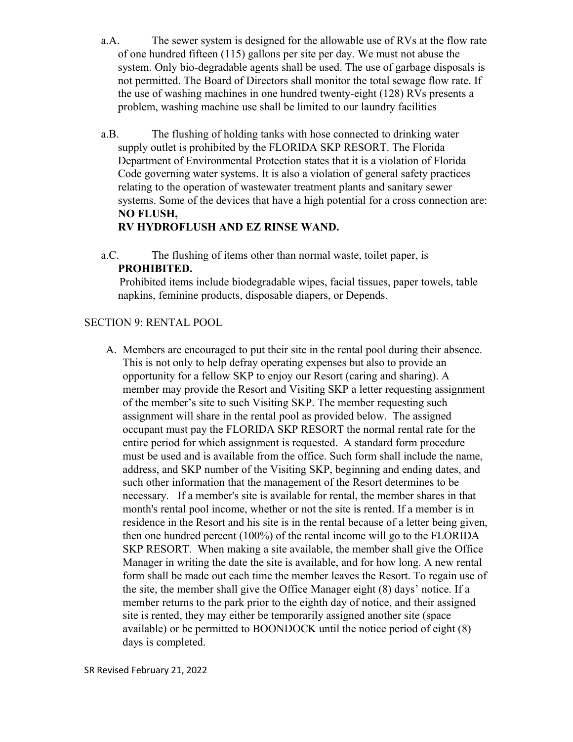a.A. The sewer system is designed for the allowable use of RVs at the flow rate of one hundred fifteen (115) gallons per site per day. We must not abuse the system. Only bio-degradable agents shall be used. The use of garbage disposals is not permitted. The Board of Directors shall monitor the total sewage flow rate. If the use of washing machines in one hundred twenty-eight (128) RVs presents a problem, washing machine use shall be limited to our laundry facilities

a.B. The flushing of holding tanks with hose connected to drinking water supply outlet is prohibited by the FLORIDA SKP RESORT. The Florida Department of Environmental Protection states that it is a violation of Florida Code governing water systems. It is also a violation of general safety practices relating to the operation of wastewater treatment plants and sanitary sewer systems. Some of the devices that have a high potential for a cross connection are: **NO FLUSH,**
**RV HYDROFLUSH AND EZ RINSE WAND.**

a.C. The flushing of items other than normal waste, toilet paper, is **PROHIBITED.**
Prohibited items include biodegradable wipes, facial tissues, paper towels, table napkins, feminine products, disposable diapers, or Depends.

## SECTION 9: RENTAL POOL

A. Members are encouraged to put their site in the rental pool during their absence. This is not only to help defray operating expenses but also to provide an opportunity for a fellow SKP to enjoy our Resort (caring and sharing). A member may provide the Resort and Visiting SKP a letter requesting assignment of the member's site to such Visiting SKP. The member requesting such assignment will share in the rental pool as provided below. The assigned occupant must pay the FLORIDA SKP RESORT the normal rental rate for the entire period for which assignment is requested. A standard form procedure must be used and is available from the office. Such form shall include the name, address, and SKP number of the Visiting SKP, beginning and ending dates, and such other information that the management of the Resort determines to be necessary. If a member's site is available for rental, the member shares in that month's rental pool income, whether or not the site is rented. If a member is in residence in the Resort and his site is in the rental because of a letter being given, then one hundred percent (100%) of the rental income will go to the FLORIDA SKP RESORT. When making a site available, the member shall give the Office Manager in writing the date the site is available, and for how long. A new rental form shall be made out each time the member leaves the Resort. To regain use of the site, the member shall give the Office Manager eight (8) days' notice. If a member returns to the park prior to the eighth day of notice, and their assigned site is rented, they may either be temporarily assigned another site (space available) or be permitted to BOONDOCK until the notice period of eight (8) days is completed.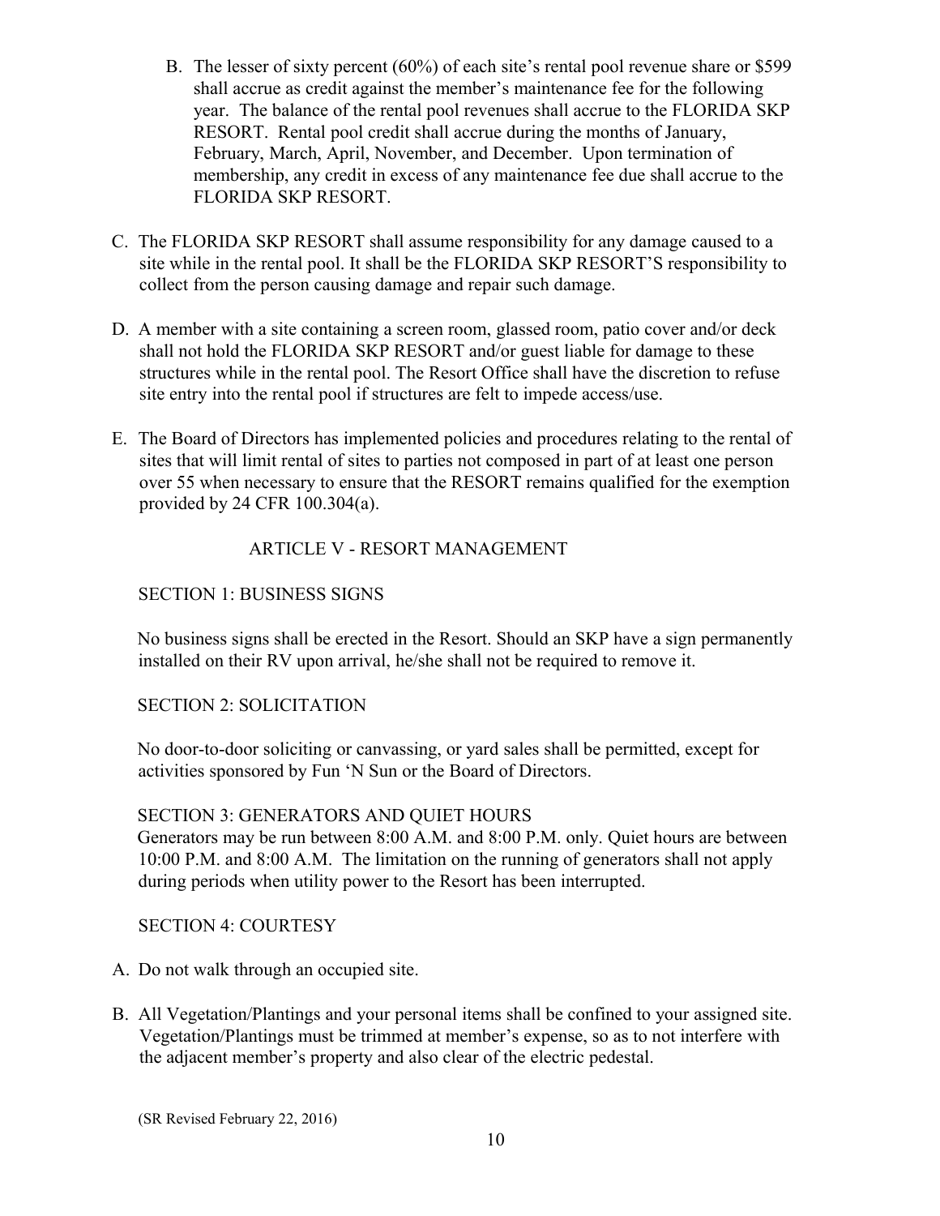B. The lesser of sixty percent (60%) of each site's rental pool revenue share or $599 shall accrue as credit against the member's maintenance fee for the following year. The balance of the rental pool revenues shall accrue to the FLORIDA SKP RESORT. Rental pool credit shall accrue during the months of January, February, March, April, November, and December. Upon termination of membership, any credit in excess of any maintenance fee due shall accrue to the FLORIDA SKP RESORT.

C. The FLORIDA SKP RESORT shall assume responsibility for any damage caused to a site while in the rental pool. It shall be the FLORIDA SKP RESORT'S responsibility to collect from the person causing damage and repair such damage.

D. A member with a site containing a screen room, glassed room, patio cover and/or deck shall not hold the FLORIDA SKP RESORT and/or guest liable for damage to these structures while in the rental pool. The Resort Office shall have the discretion to refuse site entry into the rental pool if structures are felt to impede access/use.

E. The Board of Directors has implemented policies and procedures relating to the rental of sites that will limit rental of sites to parties not composed in part of at least one person over 55 when necessary to ensure that the RESORT remains qualified for the exemption provided by 24 CFR 100.304(a).

## ARTICLE V - RESORT MANAGEMENT

### SECTION 1: BUSINESS SIGNS

No business signs shall be erected in the Resort. Should an SKP have a sign permanently installed on their RV upon arrival, he/she shall not be required to remove it.

### SECTION 2: SOLICITATION

No door-to-door soliciting or canvassing, or yard sales shall be permitted, except for activities sponsored by Fun 'N Sun or the Board of Directors.

### SECTION 3: GENERATORS AND QUIET HOURS

Generators may be run between 8:00 A.M. and 8:00 P.M. only. Quiet hours are between 10:00 P.M. and 8:00 A.M. The limitation on the running of generators shall not apply during periods when utility power to the Resort has been interrupted.

### SECTION 4: COURTESY

A. Do not walk through an occupied site.

B. All Vegetation/Plantings and your personal items shall be confined to your assigned site. Vegetation/Plantings must be trimmed at member's expense, so as to not interfere with the adjacent member's property and also clear of the electric pedestal.

(SR Revised February 22, 2016)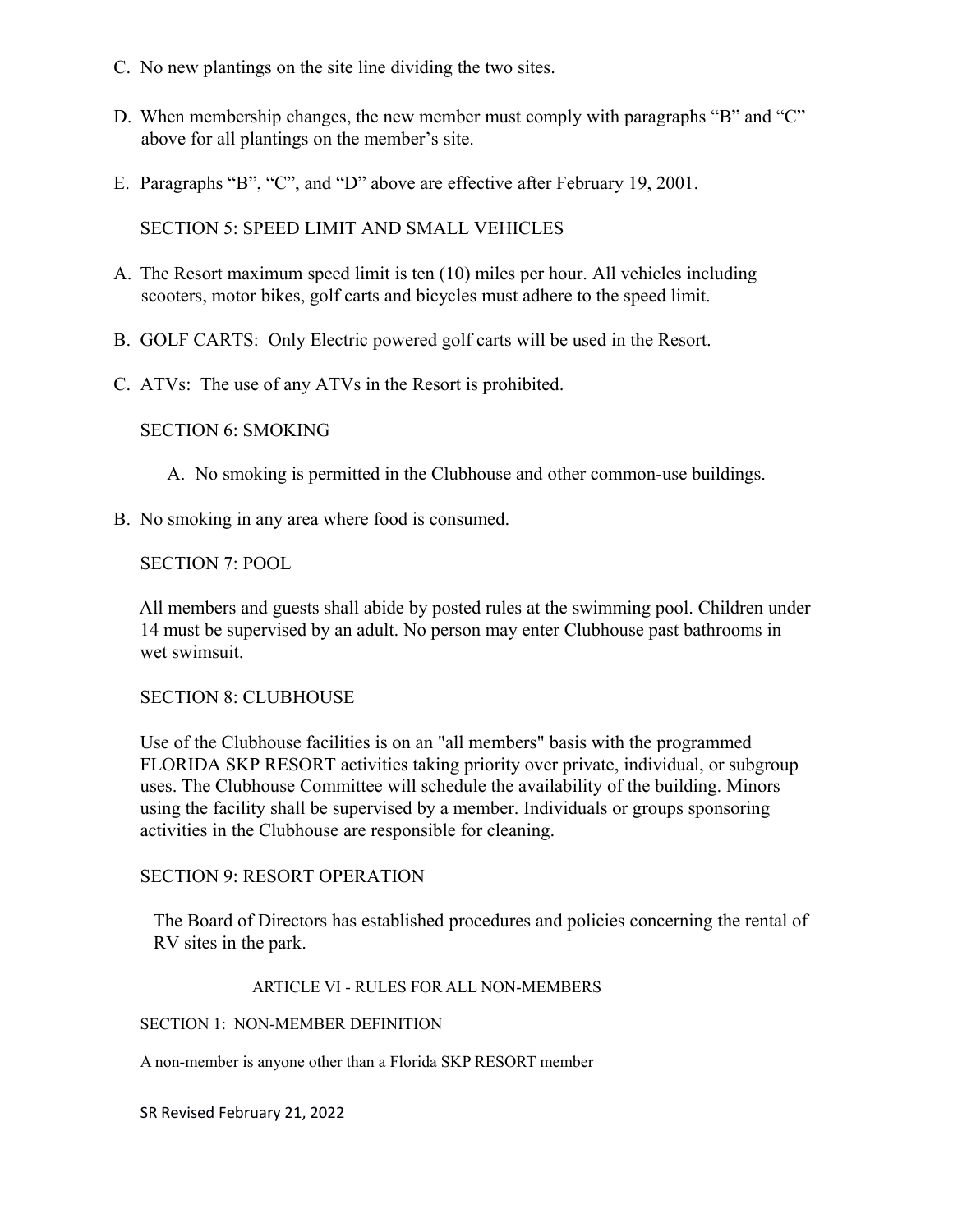C. No new plantings on the site line dividing the two sites.

D. When membership changes, the new member must comply with paragraphs “B” and “C” above for all plantings on the member’s site.

E. Paragraphs “B”, “C”, and “D” above are effective after February 19, 2001.

### SECTION 5: SPEED LIMIT AND SMALL VEHICLES

A. The Resort maximum speed limit is ten (10) miles per hour. All vehicles including scooters, motor bikes, golf carts and bicycles must adhere to the speed limit.

B. GOLF CARTS: Only Electric powered golf carts will be used in the Resort.

C. ATVs: The use of any ATVs in the Resort is prohibited.

### SECTION 6: SMOKING

A. No smoking is permitted in the Clubhouse and other common-use buildings.

B. No smoking in any area where food is consumed.

### SECTION 7: POOL

All members and guests shall abide by posted rules at the swimming pool. Children under 14 must be supervised by an adult. No person may enter Clubhouse past bathrooms in wet swimsuit.

### SECTION 8: CLUBHOUSE

Use of the Clubhouse facilities is on an "all members" basis with the programmed FLORIDA SKP RESORT activities taking priority over private, individual, or subgroup uses. The Clubhouse Committee will schedule the availability of the building. Minors using the facility shall be supervised by a member. Individuals or groups sponsoring activities in the Clubhouse are responsible for cleaning.

### SECTION 9: RESORT OPERATION

The Board of Directors has established procedures and policies concerning the rental of RV sites in the park.

## ARTICLE VI - RULES FOR ALL NON-MEMBERS

### SECTION 1: NON-MEMBER DEFINITION

A non-member is anyone other than a Florida SKP RESORT member

SR Revised February 21, 2022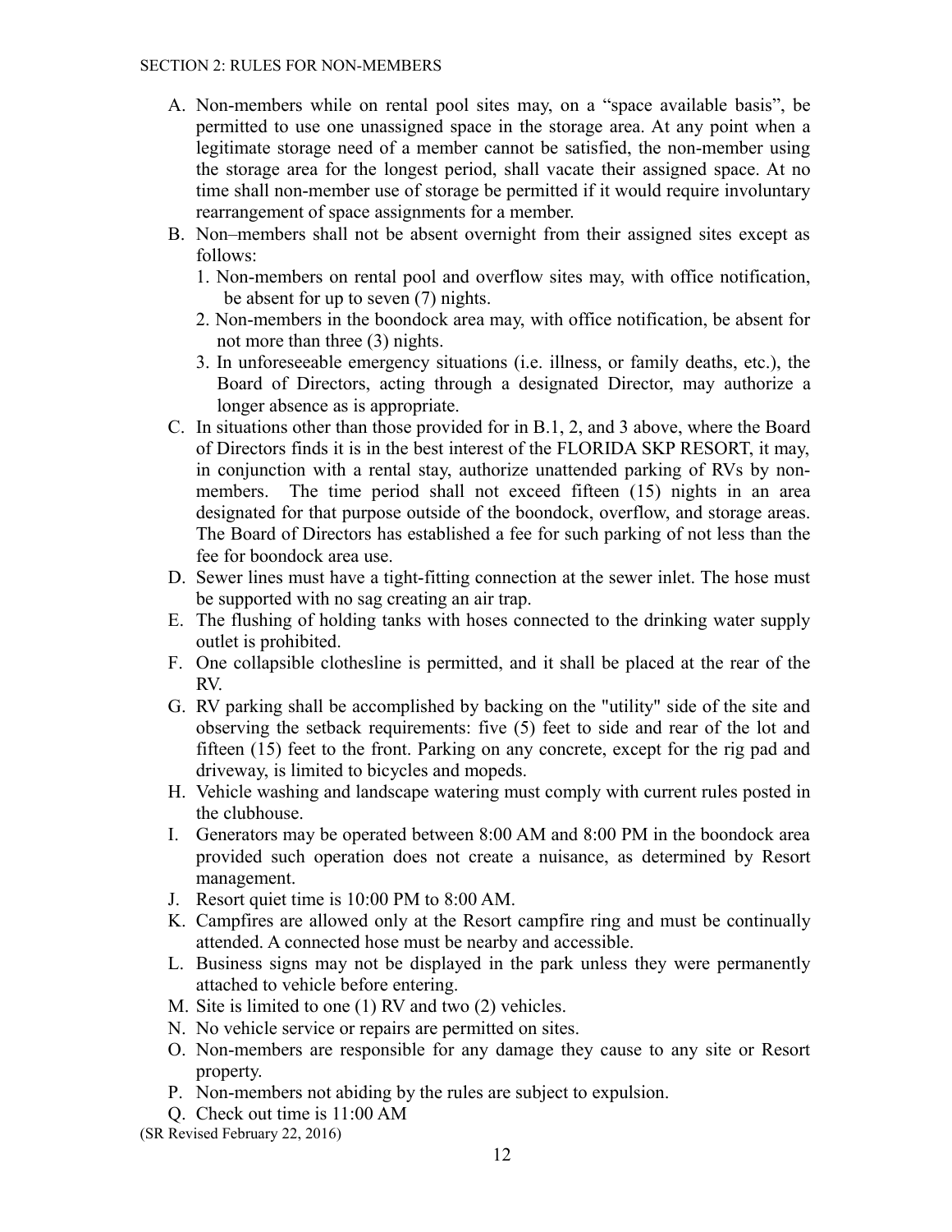## SECTION 2: RULES FOR NON-MEMBERS

A. Non-members while on rental pool sites may, on a "space available basis", be permitted to use one unassigned space in the storage area. At any point when a legitimate storage need of a member cannot be satisfied, the non-member using the storage area for the longest period, shall vacate their assigned space. At no time shall non-member use of storage be permitted if it would require involuntary rearrangement of space assignments for a member.

B. Non–members shall not be absent overnight from their assigned sites except as follows:
   1. Non-members on rental pool and overflow sites may, with office notification, be absent for up to seven (7) nights.
   2. Non-members in the boondock area may, with office notification, be absent for not more than three (3) nights.
   3. In unforeseeable emergency situations (i.e. illness, or family deaths, etc.), the Board of Directors, acting through a designated Director, may authorize a longer absence as is appropriate.

C. In situations other than those provided for in B.1, 2, and 3 above, where the Board of Directors finds it is in the best interest of the FLORIDA SKP RESORT, it may, in conjunction with a rental stay, authorize unattended parking of RVs by non-members. The time period shall not exceed fifteen (15) nights in an area designated for that purpose outside of the boondock, overflow, and storage areas. The Board of Directors has established a fee for such parking of not less than the fee for boondock area use.

D. Sewer lines must have a tight-fitting connection at the sewer inlet. The hose must be supported with no sag creating an air trap.

E. The flushing of holding tanks with hoses connected to the drinking water supply outlet is prohibited.

F. One collapsible clothesline is permitted, and it shall be placed at the rear of the RV.

G. RV parking shall be accomplished by backing on the "utility" side of the site and observing the setback requirements: five (5) feet to side and rear of the lot and fifteen (15) feet to the front. Parking on any concrete, except for the rig pad and driveway, is limited to bicycles and mopeds.

H. Vehicle washing and landscape watering must comply with current rules posted in the clubhouse.

I. Generators may be operated between 8:00 AM and 8:00 PM in the boondock area provided such operation does not create a nuisance, as determined by Resort management.

J. Resort quiet time is 10:00 PM to 8:00 AM.

K. Campfires are allowed only at the Resort campfire ring and must be continually attended. A connected hose must be nearby and accessible.

L. Business signs may not be displayed in the park unless they were permanently attached to vehicle before entering.

M. Site is limited to one (1) RV and two (2) vehicles.

N. No vehicle service or repairs are permitted on sites.

O. Non-members are responsible for any damage they cause to any site or Resort property.

P. Non-members not abiding by the rules are subject to expulsion.

Q. Check out time is 11:00 AM

(SR Revised February 22, 2016)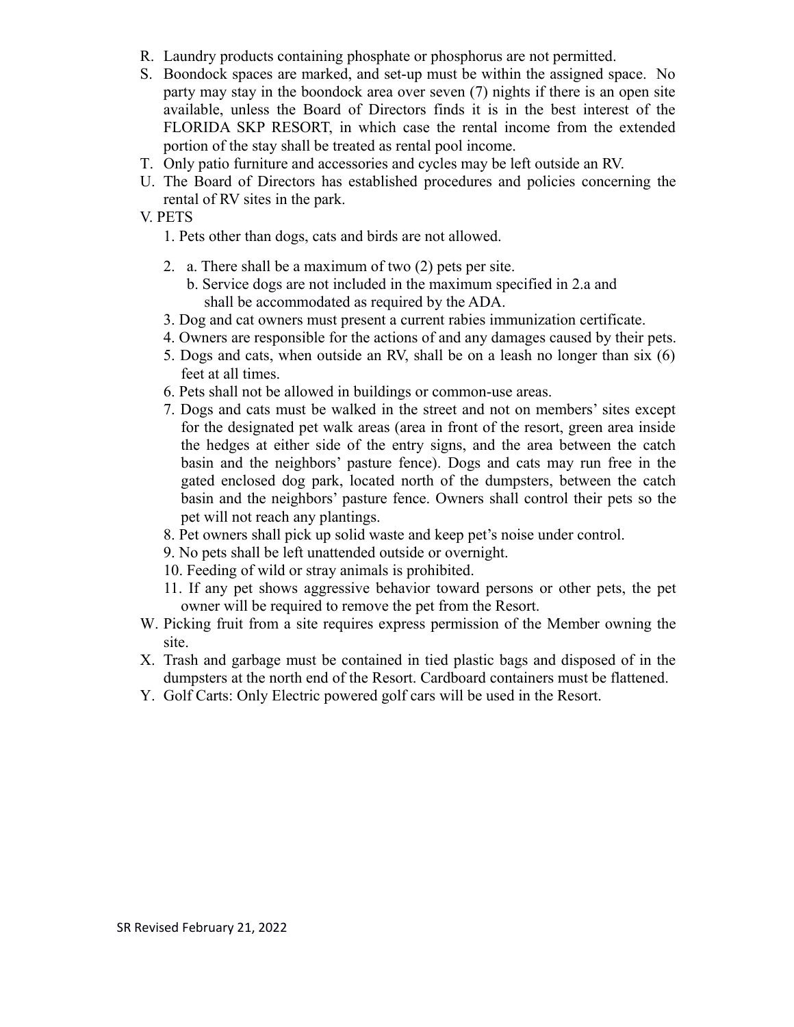R. Laundry products containing phosphate or phosphorus are not permitted.

S. Boondock spaces are marked, and set-up must be within the assigned space. No party may stay in the boondock area over seven (7) nights if there is an open site available, unless the Board of Directors finds it is in the best interest of the FLORIDA SKP RESORT, in which case the rental income from the extended portion of the stay shall be treated as rental pool income.

T. Only patio furniture and accessories and cycles may be left outside an RV.

U. The Board of Directors has established procedures and policies concerning the rental of RV sites in the park.

V. PETS

1. Pets other than dogs, cats and birds are not allowed.
2. a. There shall be a maximum of two (2) pets per site.
   b. Service dogs are not included in the maximum specified in 2.a and shall be accommodated as required by the ADA.
3. Dog and cat owners must present a current rabies immunization certificate.
4. Owners are responsible for the actions of and any damages caused by their pets.
5. Dogs and cats, when outside an RV, shall be on a leash no longer than six (6) feet at all times.
6. Pets shall not be allowed in buildings or common-use areas.
7. Dogs and cats must be walked in the street and not on members' sites except for the designated pet walk areas (area in front of the resort, green area inside the hedges at either side of the entry signs, and the area between the catch basin and the neighbors' pasture fence). Dogs and cats may run free in the gated enclosed dog park, located north of the dumpsters, between the catch basin and the neighbors' pasture fence. Owners shall control their pets so the pet will not reach any plantings.
8. Pet owners shall pick up solid waste and keep pet's noise under control.
9. No pets shall be left unattended outside or overnight.
10. Feeding of wild or stray animals is prohibited.
11. If any pet shows aggressive behavior toward persons or other pets, the pet owner will be required to remove the pet from the Resort.

W. Picking fruit from a site requires express permission of the Member owning the site.

X. Trash and garbage must be contained in tied plastic bags and disposed of in the dumpsters at the north end of the Resort. Cardboard containers must be flattened.

Y. Golf Carts: Only Electric powered golf cars will be used in the Resort.

SR Revised February 21, 2022